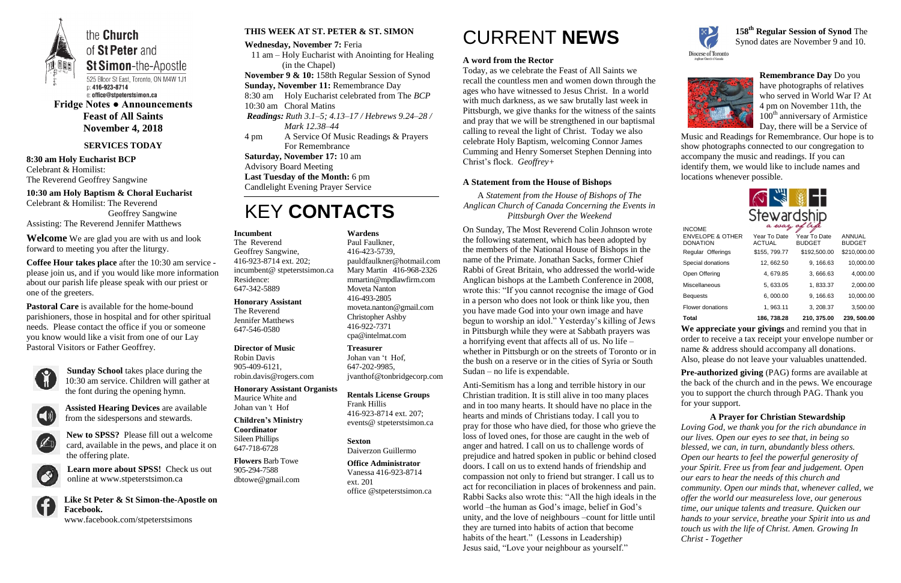the **Church** of **St Peter** and **St Simon**-the-Apostle

525 Bloor St East, Toronto, ON M4W 1J1
p: 416-923-8714
e: office@stpeterstsimon.ca

**Fridge Notes ● Announcements**
**Feast of All Saints**
**November 4, 2018**

### SERVICES TODAY

**8:30 am Holy Eucharist BCP**
Celebrant & Homilist:
The Reverend Geoffrey Sangwine

**10:30 am Holy Baptism & Choral Eucharist**
Celebrant & Homilist: The Reverend Geoffrey Sangwine
Assisting: The Reverend Jennifer Matthews

**Welcome** We are glad you are with us and look forward to meeting you after the liturgy.

**Coffee Hour takes place** after the 10:30 am service - please join us, and if you would like more information about our parish life please speak with our priest or one of the greeters.

**Pastoral Care** is available for the home-bound parishioners, those in hospital and for other spiritual needs. Please contact the office if you or someone you know would like a visit from one of our Lay Pastoral Visitors or Father Geoffrey.

**Sunday School** takes place during the 10:30 am service. Children will gather at the font during the opening hymn.

**Assisted Hearing Devices** are available from the sidespersons and stewards.

**New to SPSS?** Please fill out a welcome card, available in the pews, and place it on the offering plate.

**Learn more about SPSS!** Check us out online at www.stpeterstsimon.ca

**Like St Peter & St Simon-the-Apostle on Facebook.**
www.facebook.com/stpeterstsimons

### THIS WEEK AT ST. PETER & ST. SIMON

**Wednesday, November 7:** Feria
11 am – Holy Eucharist with Anointing for Healing (in the Chapel)
**November 9 & 10:** 158th Regular Session of Synod
**Sunday, November 11:** Remembrance Day
8:30 am Holy Eucharist celebrated from The *BCP*
10:30 am Choral Matins
*Readings: Ruth 3.1–5; 4.13–17 / Hebrews 9.24–28 / Mark 12.38–44*
4 pm A Service Of Music Readings & Prayers For Remembrance
**Saturday, November 17:** 10 am
Advisory Board Meeting
**Last Tuesday of the Month:** 6 pm
Candlelight Evening Prayer Service

# KEY **CONTACTS**

**Incumbent**
The Reverend Geoffrey Sangwine,
416-923-8714 ext. 202;
incumbent@ stpeterstsimon.ca
Residence:
647-342-5889

**Honorary Assistant**
The Reverend Jennifer Matthews
647-546-0580

**Director of Music**
Robin Davis
905-409-6121,
robin.davis@rogers.com

**Honorary Assistant Organists**
Maurice White and Johan van 't Hof

**Children's Ministry Coordinator**
Sileen Phillips
647-718-6728

**Flowers** Barb Towe
905-294-7588
dbtowe@gmail.com

**Wardens**
Paul Faulkner,
416-423-5739,
pauldfaulkner@hotmail.com
Mary Martin 416-968-2326
mmartin@mpdlawfirm.com
Moveta Nanton
416-493-2805
moveta.nanton@gmail.com
Christopher Ashby
416-922-7371
cpa@intelmat.com

**Treasurer**
Johan van 't Hof,
647-202-9985,
jvanthof@tonbridgecorp.com

**Rentals License Groups**
Frank Hillis
416-923-8714 ext. 207;
events@ stpeterstsimon.ca

**Sexton**
Daiverzon Guillermo

**Office Administrator**
Vanessa 416-923-8714 ext. 201
office @stpeterstsimon.ca

# CURRENT **NEWS**

### A word from the Rector

Today, as we celebrate the Feast of All Saints we recall the countless men and women down through the ages who have witnessed to Jesus Christ. In a world with much darkness, as we saw brutally last week in Pittsburgh, we give thanks for the witness of the saints and pray that we will be strengthened in our baptismal calling to reveal the light of Christ. Today we also celebrate Holy Baptism, welcoming Connor James Cumming and Henry Somerset Stephen Denning into Christ's flock. *Geoffrey+*

### A Statement from the House of Bishops

A *Statement from the House of Bishops of The Anglican Church of Canada Concerning the Events in Pittsburgh Over the Weekend*

On Sunday, The Most Reverend Colin Johnson wrote the following statement, which has been adopted by the members of the National House of Bishops in the name of the Primate. Jonathan Sacks, former Chief Rabbi of Great Britain, who addressed the world-wide Anglican bishops at the Lambeth Conference in 2008, wrote this: "If you cannot recognise the image of God in a person who does not look or think like you, then you have made God into your own image and have begun to worship an idol." Yesterday's killing of Jews in Pittsburgh while they were at Sabbath prayers was a horrifying event that affects all of us. No life – whether in Pittsburgh or on the streets of Toronto or in the bush on a reserve or in the cities of Syria or South Sudan – no life is expendable.

Anti-Semitism has a long and terrible history in our Christian tradition. It is still alive in too many places and in too many hearts. It should have no place in the hearts and minds of Christians today. I call you to pray for those who have died, for those who grieve the loss of loved ones, for those are caught in the web of anger and hatred. I call on us to challenge words of prejudice and hatred spoken in public or behind closed doors. I call on us to extend hands of friendship and compassion not only to friend but stranger. I call us to act for reconciliation in places of brokenness and pain. Rabbi Sacks also wrote this: "All the high ideals in the world –the human as God's image, belief in God's unity, and the love of neighbours –count for little until they are turned into habits of action that become habits of the heart." (Lessons in Leadership)
Jesus said, "Love your neighbour as yourself."

**158th Regular Session of Synod** The Synod dates are November 9 and 10.

**Remembrance Day** Do you have photographs of relatives who served in World War I? At 4 pm on November 11th, the 100th anniversary of Armistice Day, there will be a Service of Music and Readings for Remembrance. Our hope is to show photographs connected to our congregation to accompany the music and readings. If you can identify them, we would like to include names and locations whenever possible.

Stewardship – a way of life

| INCOME ENVELOPE & OTHER DONATION | Year To Date ACTUAL | Year To Date BUDGET | ANNUAL BUDGET |
|---|---|---|---|
| Regular Offerings | $155, 799.77 | $192,500.00 | $210,000.00 |
| Special donations | 12, 662.50 | 9, 166.63 | 10,000.00 |
| Open Offering | 4, 679.85 | 3, 666.63 | 4,000.00 |
| Miscellaneous | 5, 633.05 | 1, 833.37 | 2,000.00 |
| Bequests | 6, 000.00 | 9, 166.63 | 10,000.00 |
| Flower donations | 1, 963.11 | 3, 208.37 | 3,500.00 |
| **Total** | **186, 738.28** | **210, 375.00** | **239, 500.00** |

**We appreciate your givings** and remind you that in order to receive a tax receipt your envelope number or name & address should accompany all donations. Also, please do not leave your valuables unattended.

**Pre-authorized giving** (PAG) forms are available at the back of the church and in the pews. We encourage you to support the church through PAG. Thank you for your support.

### A Prayer for Christian Stewardship

*Loving God, we thank you for the rich abundance in our lives. Open our eyes to see that, in being so blessed, we can, in turn, abundantly bless others. Open our hearts to feel the powerful generosity of your Spirit. Free us from fear and judgement. Open our ears to hear the needs of this church and community. Open our minds that, whenever called, we offer the world our measureless love, our generous time, our unique talents and treasure. Quicken our hands to your service, breathe your Spirit into us and touch us with the life of Christ. Amen. Growing In Christ - Together*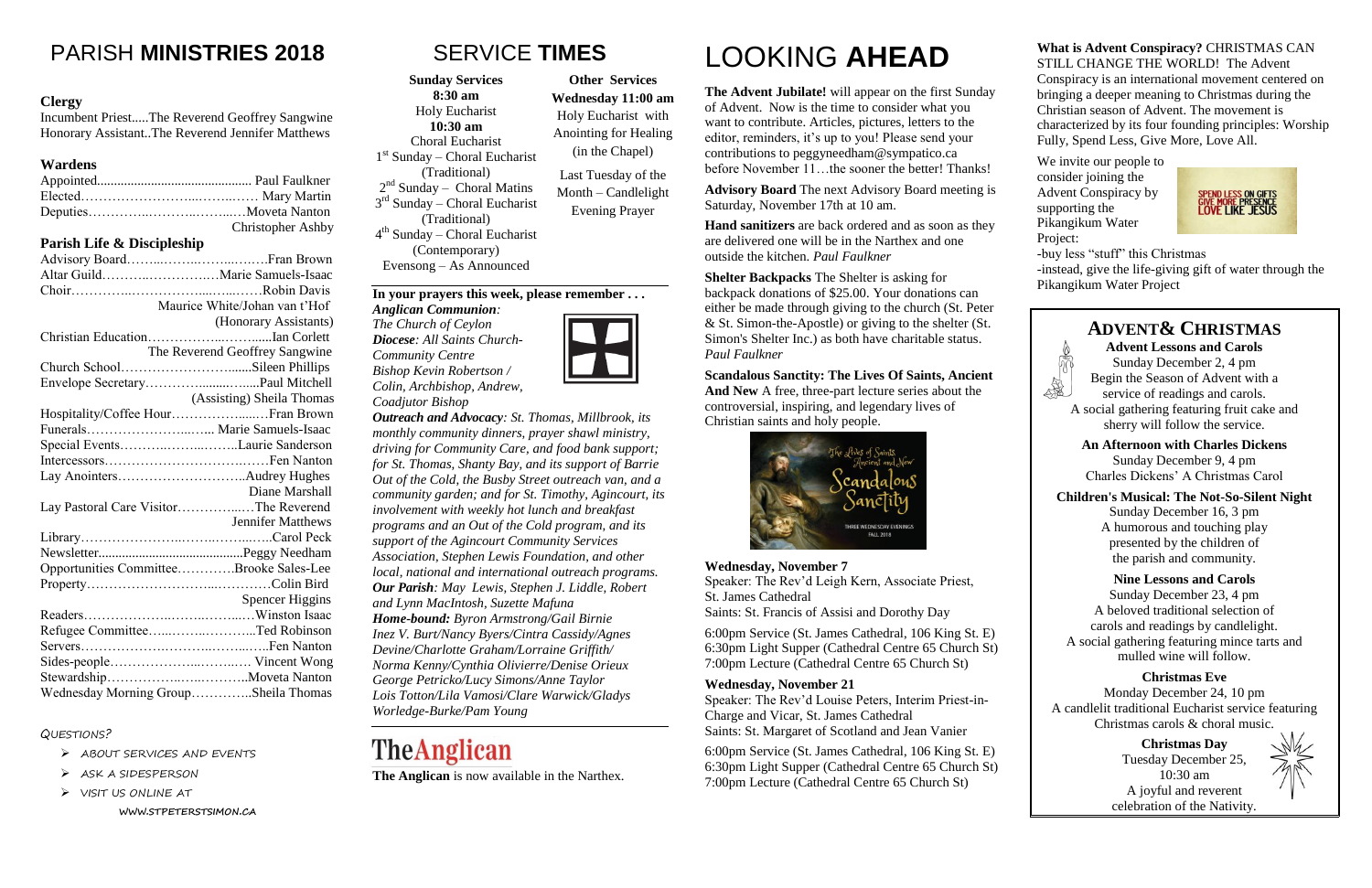# PARISH **MINISTRIES 2018**

### Clergy

Incumbent Priest.....The Reverend Geoffrey Sangwine
Honorary Assistant..The Reverend Jennifer Matthews

### Wardens

Appointed............................................ Paul Faulkner
Elected……………………..……..…… Mary Martin
Deputies…………..………..……...…Moveta Nanton
Christopher Ashby

### Parish Life & Discipleship

Advisory Board……..……..……..…….Fran Brown
Altar Guild………..……………Marie Samuels-Isaac
Choir…………..……………...…..……Robin Davis
Maurice White/Johan van t'Hof
(Honorary Assistants)
Christian Education……………..……......Ian Corlett
The Reverend Geoffrey Sangwine
Church School………………………......Sileen Phillips
Envelope Secretary…………........…….Paul Mitchell
(Assisting) Sheila Thomas
Hospitality/Coffee Hour…………….....…Fran Brown
Funerals………………..…..... Marie Samuels-Isaac
Special Events………..……..……..Laurie Sanderson
Intercessors…………………………..……Fen Nanton
Lay Anointers………………………..Audrey Hughes
Diane Marshall
Lay Pastoral Care Visitor………..….The Reverend
Jennifer Matthews
Library…………………..……..……..…..Carol Peck
Newsletter..........................................Peggy Needham
Opportunities Committee………….Brooke Sales-Lee
Property…………………………..…………Colin Bird
Spencer Higgins
Readers…………………..……..……..…Winston Isaac
Refugee Committee…..……..………..Ted Robinson
Servers…………………..……..……..…..Fen Nanton
Sides-people………………..……..…… Vincent Wong
Stewardship……………..……..………..Moveta Nanton
Wednesday Morning Group…………..Sheila Thomas

QUESTIONS?

- ABOUT SERVICES AND EVENTS
- ASK A SIDESPERSON
- VISIT US ONLINE AT

WWW.STPETERSTSIMON.CA

# SERVICE **TIMES**

**Sunday Services**
**8:30 am**
Holy Eucharist
**10:30 am**
Choral Eucharist
1st Sunday – Choral Eucharist (Traditional)
2nd Sunday – Choral Matins
3rd Sunday – Choral Eucharist (Traditional)
4th Sunday – Choral Eucharist (Contemporary)
Evensong – As Announced

**Other Services**
**Wednesday 11:00 am**
Holy Eucharist with Anointing for Healing (in the Chapel)

Last Tuesday of the Month – Candlelight Evening Prayer

**In your prayers this week, please remember . . .**

***Anglican Communion**:*
*The Church of Ceylon*
***Diocese**: All Saints Church-Community Centre*
*Bishop Kevin Robertson / Colin, Archbishop, Andrew, Coadjutor Bishop*
***Outreach and Advocacy**: St. Thomas, Millbrook, its monthly community dinners, prayer shawl ministry, driving for Community Care, and food bank support; for St. Thomas, Shanty Bay, and its support of Barrie Out of the Cold, the Busby Street outreach van, and a community garden; and for St. Timothy, Agincourt, its involvement with weekly hot lunch and breakfast programs and an Out of the Cold program, and its support of the Agincourt Community Services Association, Stephen Lewis Foundation, and other local, national and international outreach programs.*
***Our Parish**: May Lewis, Stephen J. Liddle, Robert and Lynn MacIntosh, Suzette Mafuna*
***Home-bound:** Byron Armstrong/Gail Birnie*
*Inez V. Burt/Nancy Byers/Cintra Cassidy/Agnes Devine/Charlotte Graham/Lorraine Griffith/ Norma Kenny/Cynthia Olivierre/Denise Orieux George Petricko/Lucy Simons/Anne Taylor Lois Totton/Lila Vamosi/Clare Warwick/Gladys Worledge-Burke/Pam Young*

**TheAnglican**

**The Anglican** is now available in the Narthex.

# LOOKING **AHEAD**

**The Advent Jubilate!** will appear on the first Sunday of Advent. Now is the time to consider what you want to contribute. Articles, pictures, letters to the editor, reminders, it's up to you! Please send your contributions to peggyneedham@sympatico.ca before November 11…the sooner the better! Thanks!

**Advisory Board** The next Advisory Board meeting is Saturday, November 17th at 10 am.

**Hand sanitizers** are back ordered and as soon as they are delivered one will be in the Narthex and one outside the kitchen. *Paul Faulkner*

**Shelter Backpacks** The Shelter is asking for backpack donations of $25.00. Your donations can either be made through giving to the church (St. Peter & St. Simon-the-Apostle) or giving to the shelter (St. Simon's Shelter Inc.) as both have charitable status. *Paul Faulkner*

**Scandalous Sanctity: The Lives Of Saints, Ancient And New** A free, three-part lecture series about the controversial, inspiring, and legendary lives of Christian saints and holy people.

The Lives of Saints Ancient and New
Scandalous Sanctity
THREE WEDNESDAY EVENINGS FALL 2018

**Wednesday, November 7**
Speaker: The Rev'd Leigh Kern, Associate Priest, St. James Cathedral
Saints: St. Francis of Assisi and Dorothy Day

6:00pm Service (St. James Cathedral, 106 King St. E)
6:30pm Light Supper (Cathedral Centre 65 Church St)
7:00pm Lecture (Cathedral Centre 65 Church St)

**Wednesday, November 21**
Speaker: The Rev'd Louise Peters, Interim Priest-in-Charge and Vicar, St. James Cathedral
Saints: St. Margaret of Scotland and Jean Vanier

6:00pm Service (St. James Cathedral, 106 King St. E)
6:30pm Light Supper (Cathedral Centre 65 Church St)
7:00pm Lecture (Cathedral Centre 65 Church St)

**What is Advent Conspiracy?** CHRISTMAS CAN STILL CHANGE THE WORLD! The Advent Conspiracy is an international movement centered on bringing a deeper meaning to Christmas during the Christian season of Advent. The movement is characterized by its four founding principles: Worship Fully, Spend Less, Give More, Love All.

We invite our people to consider joining the Advent Conspiracy by supporting the Pikangikum Water Project:

SPEND LESS ON GIFTS GIVE MORE PRESENCE LOVE LIKE JESUS

-buy less "stuff" this Christmas
-instead, give the life-giving gift of water through the Pikangikum Water Project

## ADVENT& CHRISTMAS

**Advent Lessons and Carols**
Sunday December 2, 4 pm
Begin the Season of Advent with a service of readings and carols.
A social gathering featuring fruit cake and sherry will follow the service.

**An Afternoon with Charles Dickens**
Sunday December 9, 4 pm
Charles Dickens' A Christmas Carol

**Children's Musical: The Not-So-Silent Night**
Sunday December 16, 3 pm
A humorous and touching play presented by the children of the parish and community.

**Nine Lessons and Carols**
Sunday December 23, 4 pm
A beloved traditional selection of carols and readings by candlelight.
A social gathering featuring mince tarts and mulled wine will follow.

**Christmas Eve**
Monday December 24, 10 pm
A candlelit traditional Eucharist service featuring Christmas carols & choral music.

**Christmas Day**
Tuesday December 25, 10:30 am
A joyful and reverent celebration of the Nativity.